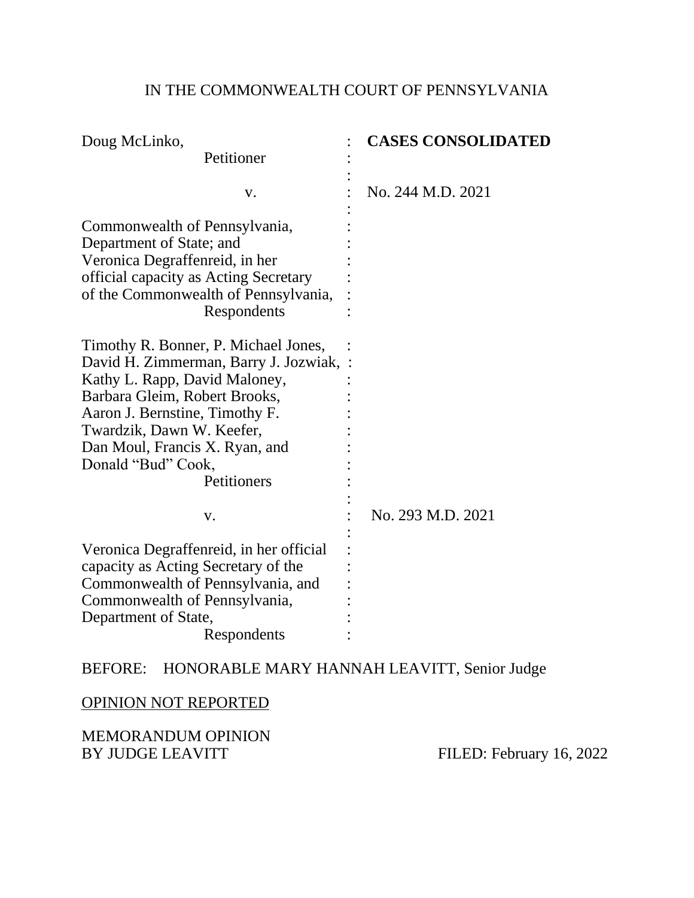IN THE COMMONWEALTH COURT OF PENNSYLVANIA

| | | |
|---|---|---|
| Doug McLinko,<br>Petitioner<br><br>v.<br><br>Commonwealth of Pennsylvania, Department of State; and Veronica Degraffenreid, in her official capacity as Acting Secretary of the Commonwealth of Pennsylvania,<br>Respondents | : | **CASES CONSOLIDATED**<br><br>No. 244 M.D. 2021 |
| Timothy R. Bonner, P. Michael Jones, David H. Zimmerman, Barry J. Jozwiak, Kathy L. Rapp, David Maloney, Barbara Gleim, Robert Brooks, Aaron J. Bernstine, Timothy F. Twardzik, Dawn W. Keefer, Dan Moul, Francis X. Ryan, and Donald "Bud" Cook,<br>Petitioners<br><br>v.<br><br>Veronica Degraffenreid, in her official capacity as Acting Secretary of the Commonwealth of Pennsylvania, and Commonwealth of Pennsylvania, Department of State,<br>Respondents | : | No. 293 M.D. 2021 |

BEFORE: HONORABLE MARY HANNAH LEAVITT, Senior Judge

OPINION NOT REPORTED

MEMORANDUM OPINION
BY JUDGE LEAVITT FILED: February 16, 2022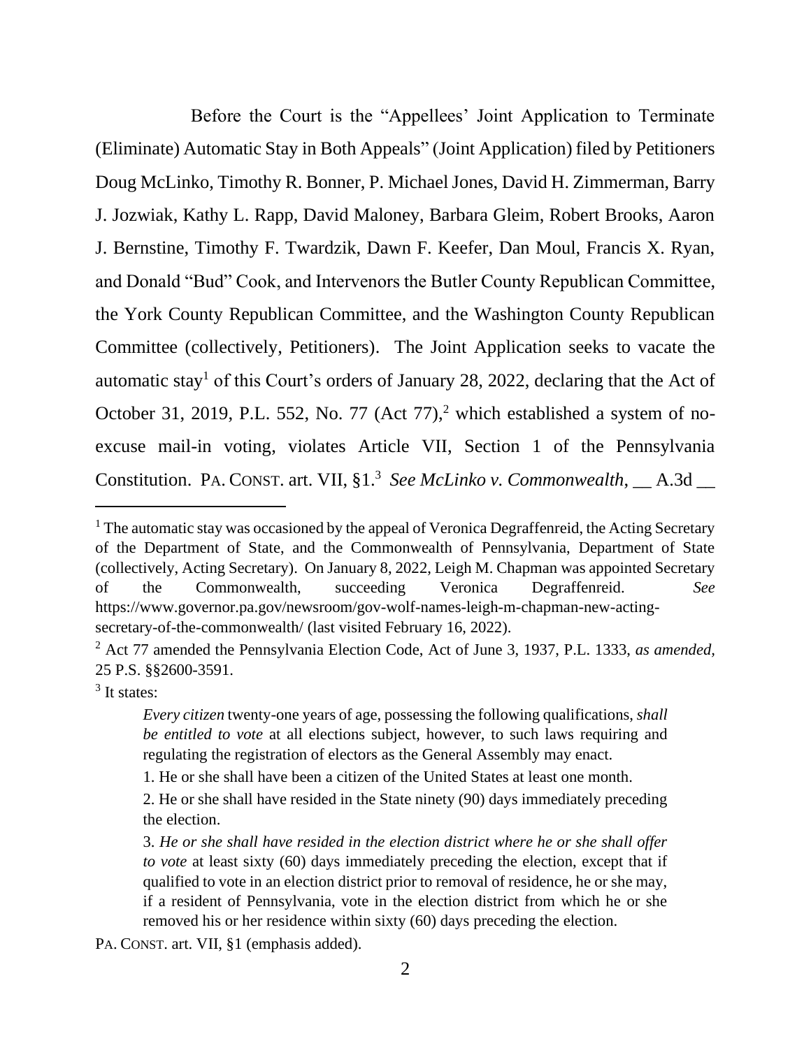Before the Court is the "Appellees' Joint Application to Terminate (Eliminate) Automatic Stay in Both Appeals" (Joint Application) filed by Petitioners Doug McLinko, Timothy R. Bonner, P. Michael Jones, David H. Zimmerman, Barry J. Jozwiak, Kathy L. Rapp, David Maloney, Barbara Gleim, Robert Brooks, Aaron J. Bernstine, Timothy F. Twardzik, Dawn F. Keefer, Dan Moul, Francis X. Ryan, and Donald "Bud" Cook, and Intervenors the Butler County Republican Committee, the York County Republican Committee, and the Washington County Republican Committee (collectively, Petitioners). The Joint Application seeks to vacate the automatic stay[1] of this Court's orders of January 28, 2022, declaring that the Act of October 31, 2019, P.L. 552, No. 77 (Act 77),[2] which established a system of no-excuse mail-in voting, violates Article VII, Section 1 of the Pennsylvania Constitution. PA. CONST. art. VII, §1.[3] *See McLinko v. Commonwealth*, __ A.3d __

---

[1] The automatic stay was occasioned by the appeal of Veronica Degraffenreid, the Acting Secretary of the Department of State, and the Commonwealth of Pennsylvania, Department of State (collectively, Acting Secretary). On January 8, 2022, Leigh M. Chapman was appointed Secretary of the Commonwealth, succeeding Veronica Degraffenreid. *See* https://www.governor.pa.gov/newsroom/gov-wolf-names-leigh-m-chapman-new-acting-secretary-of-the-commonwealth/ (last visited February 16, 2022).

[2] Act 77 amended the Pennsylvania Election Code, Act of June 3, 1937, P.L. 1333, *as amended*, 25 P.S. §§2600-3591.

[3] It states:

> *Every citizen* twenty-one years of age, possessing the following qualifications, *shall be entitled to vote* at all elections subject, however, to such laws requiring and regulating the registration of electors as the General Assembly may enact.
>
> 1. He or she shall have been a citizen of the United States at least one month.
>
> 2. He or she shall have resided in the State ninety (90) days immediately preceding the election.
>
> 3. *He or she shall have resided in the election district where he or she shall offer to vote* at least sixty (60) days immediately preceding the election, except that if qualified to vote in an election district prior to removal of residence, he or she may, if a resident of Pennsylvania, vote in the election district from which he or she removed his or her residence within sixty (60) days preceding the election.

PA. CONST. art. VII, §1 (emphasis added).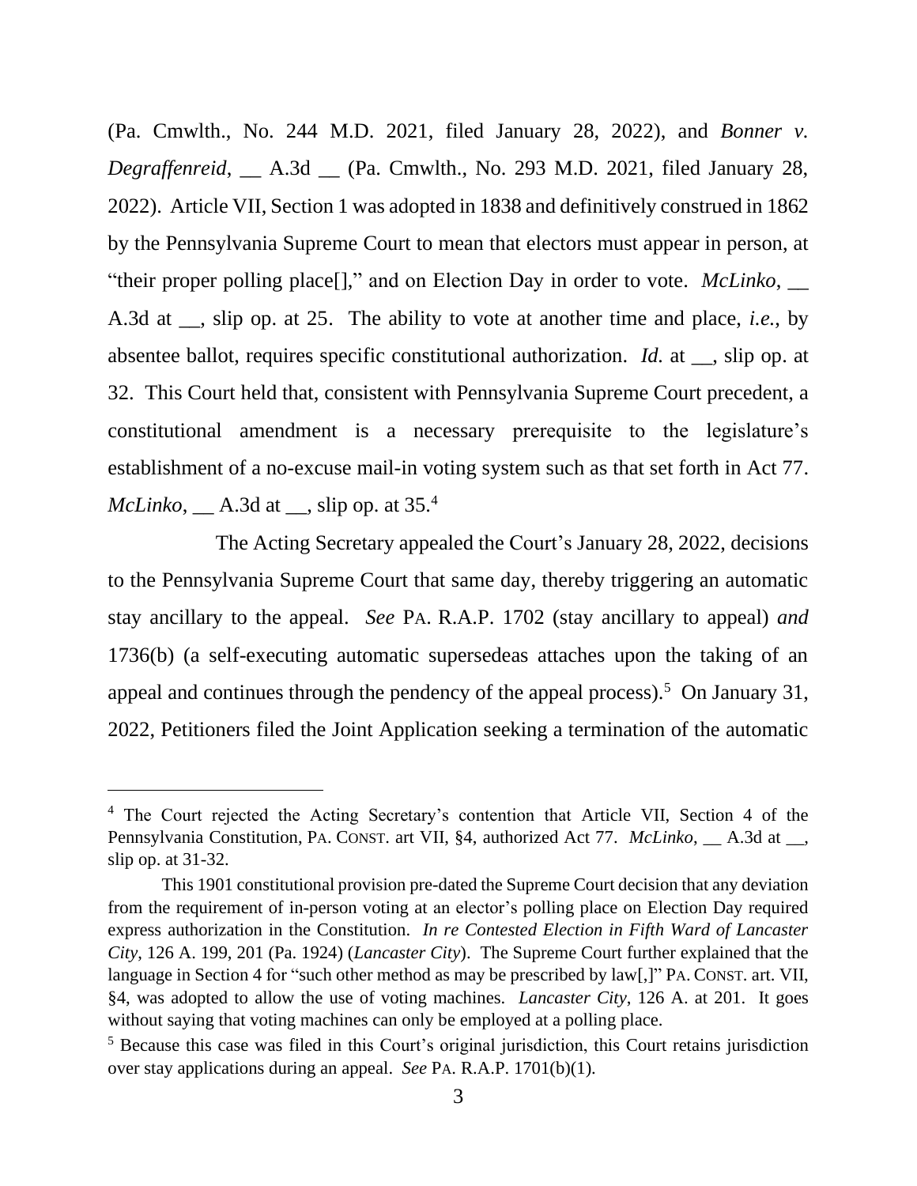(Pa. Cmwlth., No. 244 M.D. 2021, filed January 28, 2022), and *Bonner v. Degraffenreid*, __ A.3d __ (Pa. Cmwlth., No. 293 M.D. 2021, filed January 28, 2022). Article VII, Section 1 was adopted in 1838 and definitively construed in 1862 by the Pennsylvania Supreme Court to mean that electors must appear in person, at "their proper polling place[]," and on Election Day in order to vote. *McLinko*, __ A.3d at __, slip op. at 25. The ability to vote at another time and place, *i.e.*, by absentee ballot, requires specific constitutional authorization. *Id.* at __, slip op. at 32. This Court held that, consistent with Pennsylvania Supreme Court precedent, a constitutional amendment is a necessary prerequisite to the legislature's establishment of a no-excuse mail-in voting system such as that set forth in Act 77. *McLinko*, __ A.3d at __, slip op. at 35.[4]

The Acting Secretary appealed the Court's January 28, 2022, decisions to the Pennsylvania Supreme Court that same day, thereby triggering an automatic stay ancillary to the appeal. *See* PA. R.A.P. 1702 (stay ancillary to appeal) *and* 1736(b) (a self-executing automatic supersedeas attaches upon the taking of an appeal and continues through the pendency of the appeal process).[5] On January 31, 2022, Petitioners filed the Joint Application seeking a termination of the automatic

---

[4] The Court rejected the Acting Secretary's contention that Article VII, Section 4 of the Pennsylvania Constitution, PA. CONST. art VII, §4, authorized Act 77. *McLinko*, __ A.3d at __, slip op. at 31-32.

This 1901 constitutional provision pre-dated the Supreme Court decision that any deviation from the requirement of in-person voting at an elector's polling place on Election Day required express authorization in the Constitution. *In re Contested Election in Fifth Ward of Lancaster City*, 126 A. 199, 201 (Pa. 1924) (*Lancaster City*). The Supreme Court further explained that the language in Section 4 for "such other method as may be prescribed by law[,]" PA. CONST. art. VII, §4, was adopted to allow the use of voting machines. *Lancaster City*, 126 A. at 201. It goes without saying that voting machines can only be employed at a polling place.

[5] Because this case was filed in this Court's original jurisdiction, this Court retains jurisdiction over stay applications during an appeal. *See* PA. R.A.P. 1701(b)(1).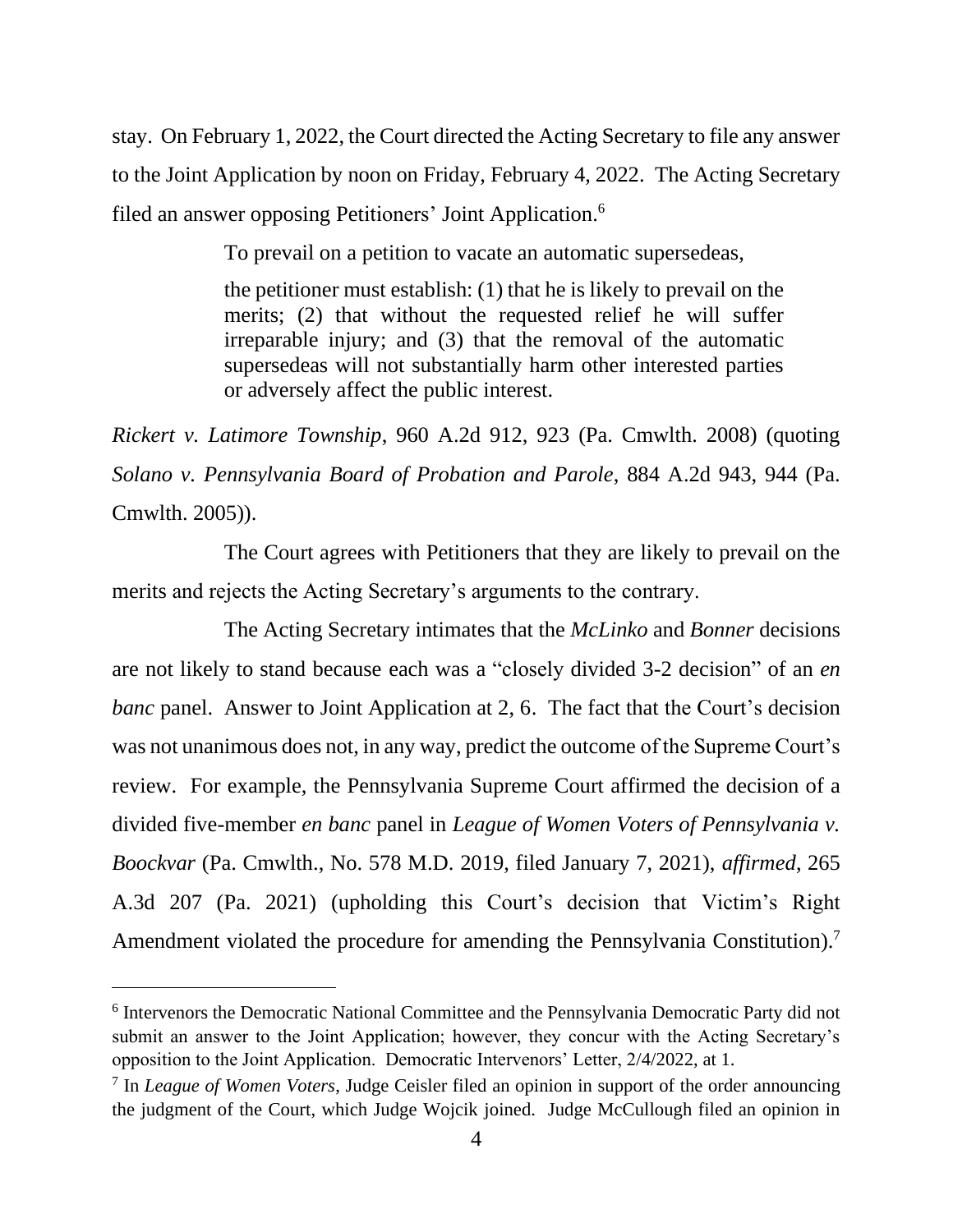stay. On February 1, 2022, the Court directed the Acting Secretary to file any answer to the Joint Application by noon on Friday, February 4, 2022. The Acting Secretary filed an answer opposing Petitioners' Joint Application.[6]

To prevail on a petition to vacate an automatic supersedeas,

> the petitioner must establish: (1) that he is likely to prevail on the merits; (2) that without the requested relief he will suffer irreparable injury; and (3) that the removal of the automatic supersedeas will not substantially harm other interested parties or adversely affect the public interest.

*Rickert v. Latimore Township*, 960 A.2d 912, 923 (Pa. Cmwlth. 2008) (quoting *Solano v. Pennsylvania Board of Probation and Parole*, 884 A.2d 943, 944 (Pa. Cmwlth. 2005)).

The Court agrees with Petitioners that they are likely to prevail on the merits and rejects the Acting Secretary's arguments to the contrary.

The Acting Secretary intimates that the *McLinko* and *Bonner* decisions are not likely to stand because each was a "closely divided 3-2 decision" of an *en banc* panel. Answer to Joint Application at 2, 6. The fact that the Court's decision was not unanimous does not, in any way, predict the outcome of the Supreme Court's review. For example, the Pennsylvania Supreme Court affirmed the decision of a divided five-member *en banc* panel in *League of Women Voters of Pennsylvania v. Boockvar* (Pa. Cmwlth., No. 578 M.D. 2019, filed January 7, 2021), *affirmed*, 265 A.3d 207 (Pa. 2021) (upholding this Court's decision that Victim's Right Amendment violated the procedure for amending the Pennsylvania Constitution).[7]

---

[6] Intervenors the Democratic National Committee and the Pennsylvania Democratic Party did not submit an answer to the Joint Application; however, they concur with the Acting Secretary's opposition to the Joint Application. Democratic Intervenors' Letter, 2/4/2022, at 1.

[7] In *League of Women Voters*, Judge Ceisler filed an opinion in support of the order announcing the judgment of the Court, which Judge Wojcik joined. Judge McCullough filed an opinion in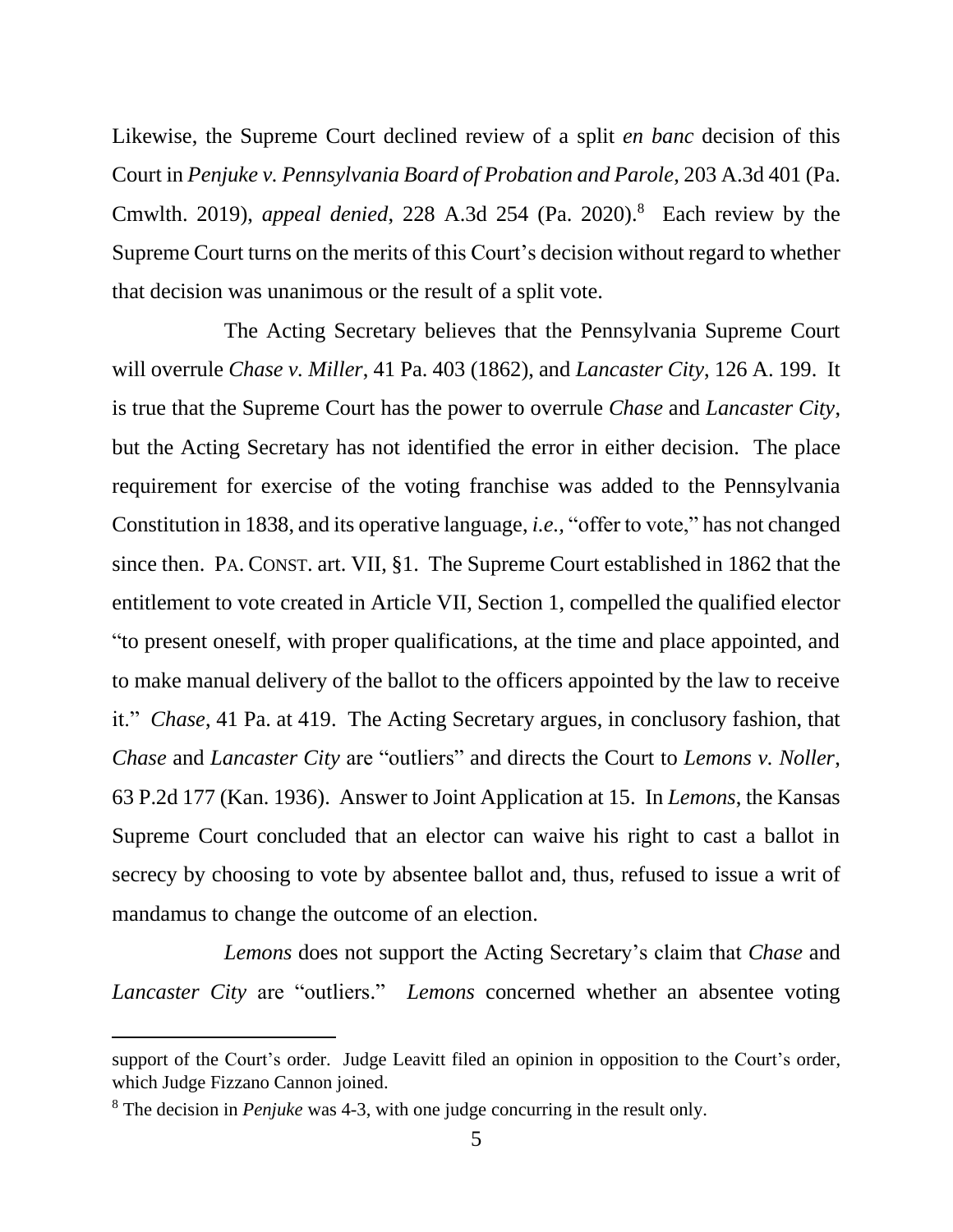Likewise, the Supreme Court declined review of a split *en banc* decision of this Court in *Penjuke v. Pennsylvania Board of Probation and Parole*, 203 A.3d 401 (Pa. Cmwlth. 2019), *appeal denied*, 228 A.3d 254 (Pa. 2020).[8] Each review by the Supreme Court turns on the merits of this Court's decision without regard to whether that decision was unanimous or the result of a split vote.

The Acting Secretary believes that the Pennsylvania Supreme Court will overrule *Chase v. Miller*, 41 Pa. 403 (1862), and *Lancaster City*, 126 A. 199. It is true that the Supreme Court has the power to overrule *Chase* and *Lancaster City*, but the Acting Secretary has not identified the error in either decision. The place requirement for exercise of the voting franchise was added to the Pennsylvania Constitution in 1838, and its operative language, *i.e.*, "offer to vote," has not changed since then. PA. CONST. art. VII, §1. The Supreme Court established in 1862 that the entitlement to vote created in Article VII, Section 1, compelled the qualified elector "to present oneself, with proper qualifications, at the time and place appointed, and to make manual delivery of the ballot to the officers appointed by the law to receive it." *Chase*, 41 Pa. at 419. The Acting Secretary argues, in conclusory fashion, that *Chase* and *Lancaster City* are "outliers" and directs the Court to *Lemons v. Noller*, 63 P.2d 177 (Kan. 1936). Answer to Joint Application at 15. In *Lemons*, the Kansas Supreme Court concluded that an elector can waive his right to cast a ballot in secrecy by choosing to vote by absentee ballot and, thus, refused to issue a writ of mandamus to change the outcome of an election.

*Lemons* does not support the Acting Secretary's claim that *Chase* and *Lancaster City* are "outliers." *Lemons* concerned whether an absentee voting

---

support of the Court's order. Judge Leavitt filed an opinion in opposition to the Court's order, which Judge Fizzano Cannon joined.

[8] The decision in *Penjuke* was 4-3, with one judge concurring in the result only.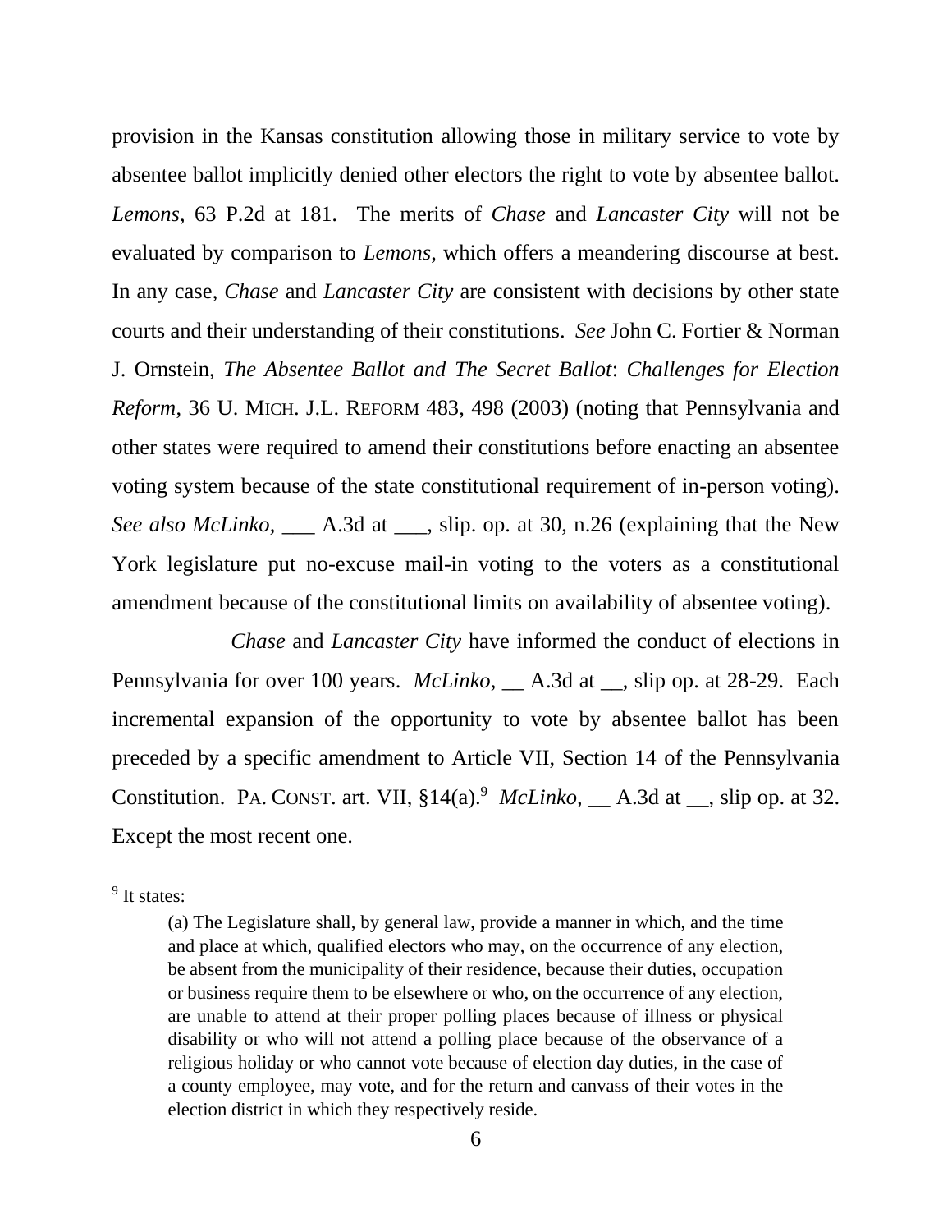provision in the Kansas constitution allowing those in military service to vote by absentee ballot implicitly denied other electors the right to vote by absentee ballot. *Lemons*, 63 P.2d at 181. The merits of *Chase* and *Lancaster City* will not be evaluated by comparison to *Lemons*, which offers a meandering discourse at best. In any case, *Chase* and *Lancaster City* are consistent with decisions by other state courts and their understanding of their constitutions. *See* John C. Fortier & Norman J. Ornstein, *The Absentee Ballot and The Secret Ballot*: *Challenges for Election Reform*, 36 U. MICH. J.L. REFORM 483, 498 (2003) (noting that Pennsylvania and other states were required to amend their constitutions before enacting an absentee voting system because of the state constitutional requirement of in-person voting). *See also McLinko*, ___ A.3d at ___, slip. op. at 30, n.26 (explaining that the New York legislature put no-excuse mail-in voting to the voters as a constitutional amendment because of the constitutional limits on availability of absentee voting).

*Chase* and *Lancaster City* have informed the conduct of elections in Pennsylvania for over 100 years. *McLinko*, __ A.3d at __, slip op. at 28-29. Each incremental expansion of the opportunity to vote by absentee ballot has been preceded by a specific amendment to Article VII, Section 14 of the Pennsylvania Constitution. PA. CONST. art. VII, §14(a).[9] *McLinko*, __ A.3d at __, slip op. at 32. Except the most recent one.

---

[9] It states:

> (a) The Legislature shall, by general law, provide a manner in which, and the time and place at which, qualified electors who may, on the occurrence of any election, be absent from the municipality of their residence, because their duties, occupation or business require them to be elsewhere or who, on the occurrence of any election, are unable to attend at their proper polling places because of illness or physical disability or who will not attend a polling place because of the observance of a religious holiday or who cannot vote because of election day duties, in the case of a county employee, may vote, and for the return and canvass of their votes in the election district in which they respectively reside.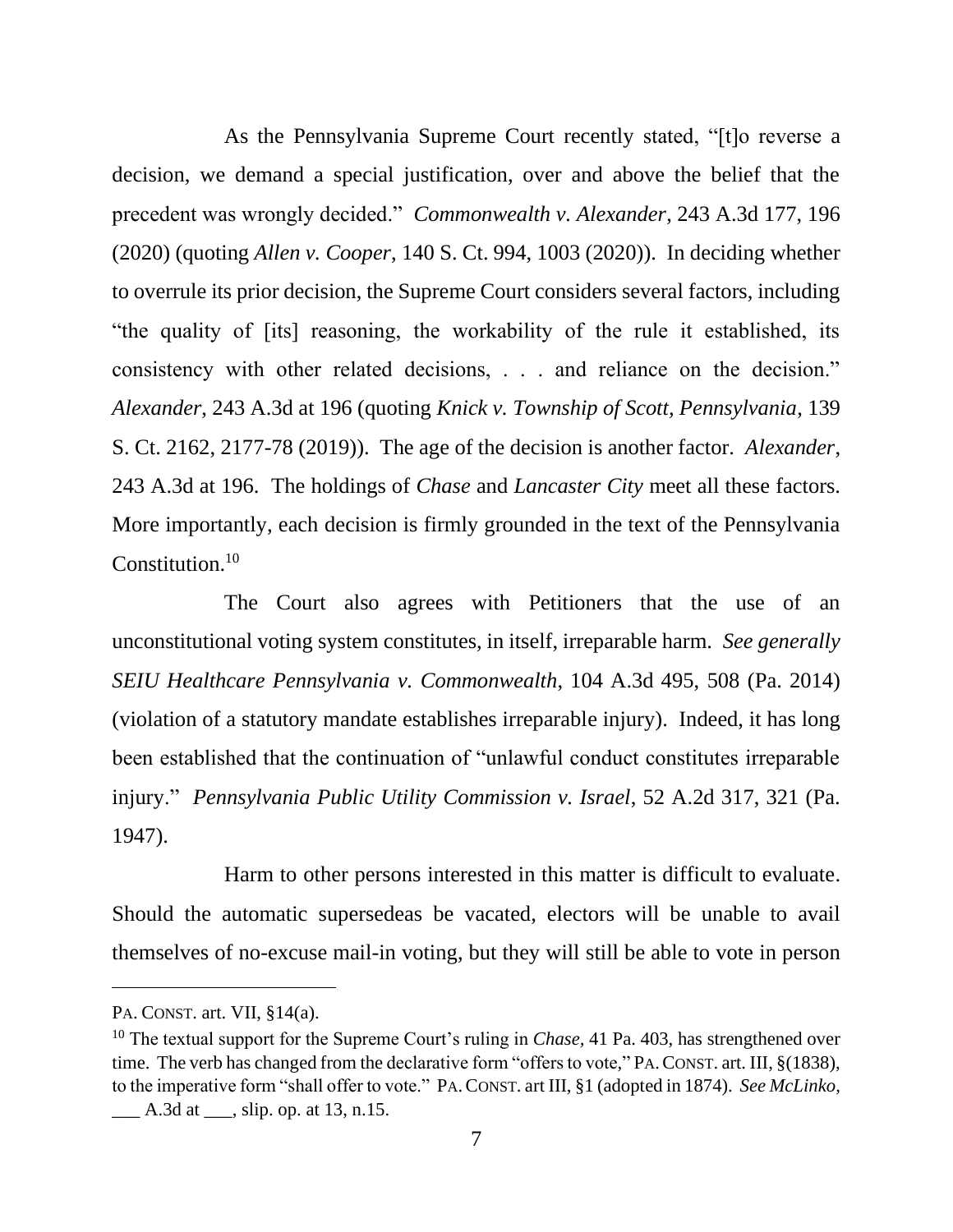As the Pennsylvania Supreme Court recently stated, "[t]o reverse a decision, we demand a special justification, over and above the belief that the precedent was wrongly decided." *Commonwealth v. Alexander*, 243 A.3d 177, 196 (2020) (quoting *Allen v. Cooper*, 140 S. Ct. 994, 1003 (2020)). In deciding whether to overrule its prior decision, the Supreme Court considers several factors, including "the quality of [its] reasoning, the workability of the rule it established, its consistency with other related decisions, . . . and reliance on the decision." *Alexander*, 243 A.3d at 196 (quoting *Knick v. Township of Scott, Pennsylvania*, 139 S. Ct. 2162, 2177-78 (2019)). The age of the decision is another factor. *Alexander*, 243 A.3d at 196. The holdings of *Chase* and *Lancaster City* meet all these factors. More importantly, each decision is firmly grounded in the text of the Pennsylvania Constitution.[10]

The Court also agrees with Petitioners that the use of an unconstitutional voting system constitutes, in itself, irreparable harm. *See generally SEIU Healthcare Pennsylvania v. Commonwealth*, 104 A.3d 495, 508 (Pa. 2014) (violation of a statutory mandate establishes irreparable injury). Indeed, it has long been established that the continuation of "unlawful conduct constitutes irreparable injury." *Pennsylvania Public Utility Commission v. Israel*, 52 A.2d 317, 321 (Pa. 1947).

Harm to other persons interested in this matter is difficult to evaluate. Should the automatic supersedeas be vacated, electors will be unable to avail themselves of no-excuse mail-in voting, but they will still be able to vote in person

---

PA. CONST. art. VII, §14(a).

[10] The textual support for the Supreme Court's ruling in *Chase*, 41 Pa. 403, has strengthened over time. The verb has changed from the declarative form "offers to vote," PA. CONST. art. III, §(1838), to the imperative form "shall offer to vote." PA. CONST. art III, §1 (adopted in 1874). *See McLinko*, ___ A.3d at ___, slip. op. at 13, n.15.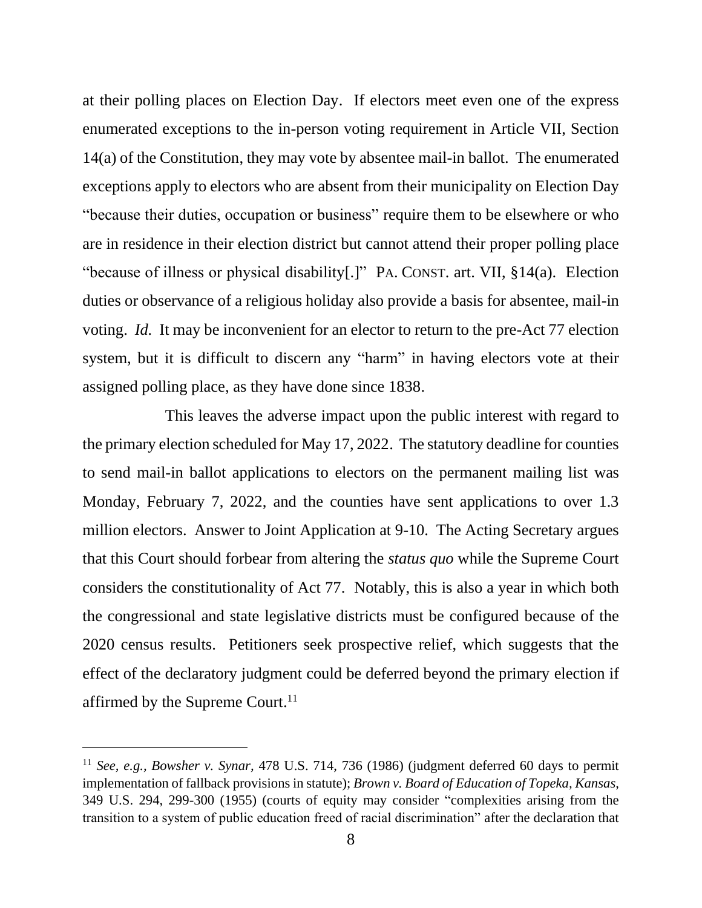at their polling places on Election Day. If electors meet even one of the express enumerated exceptions to the in-person voting requirement in Article VII, Section 14(a) of the Constitution, they may vote by absentee mail-in ballot. The enumerated exceptions apply to electors who are absent from their municipality on Election Day "because their duties, occupation or business" require them to be elsewhere or who are in residence in their election district but cannot attend their proper polling place "because of illness or physical disability[.]" PA. CONST. art. VII, §14(a). Election duties or observance of a religious holiday also provide a basis for absentee, mail-in voting. *Id.* It may be inconvenient for an elector to return to the pre-Act 77 election system, but it is difficult to discern any "harm" in having electors vote at their assigned polling place, as they have done since 1838.

This leaves the adverse impact upon the public interest with regard to the primary election scheduled for May 17, 2022. The statutory deadline for counties to send mail-in ballot applications to electors on the permanent mailing list was Monday, February 7, 2022, and the counties have sent applications to over 1.3 million electors. Answer to Joint Application at 9-10. The Acting Secretary argues that this Court should forbear from altering the *status quo* while the Supreme Court considers the constitutionality of Act 77. Notably, this is also a year in which both the congressional and state legislative districts must be configured because of the 2020 census results. Petitioners seek prospective relief, which suggests that the effect of the declaratory judgment could be deferred beyond the primary election if affirmed by the Supreme Court.[11]

---

[11] *See, e.g., Bowsher v. Synar*, 478 U.S. 714, 736 (1986) (judgment deferred 60 days to permit implementation of fallback provisions in statute); *Brown v. Board of Education of Topeka, Kansas*, 349 U.S. 294, 299-300 (1955) (courts of equity may consider "complexities arising from the transition to a system of public education freed of racial discrimination" after the declaration that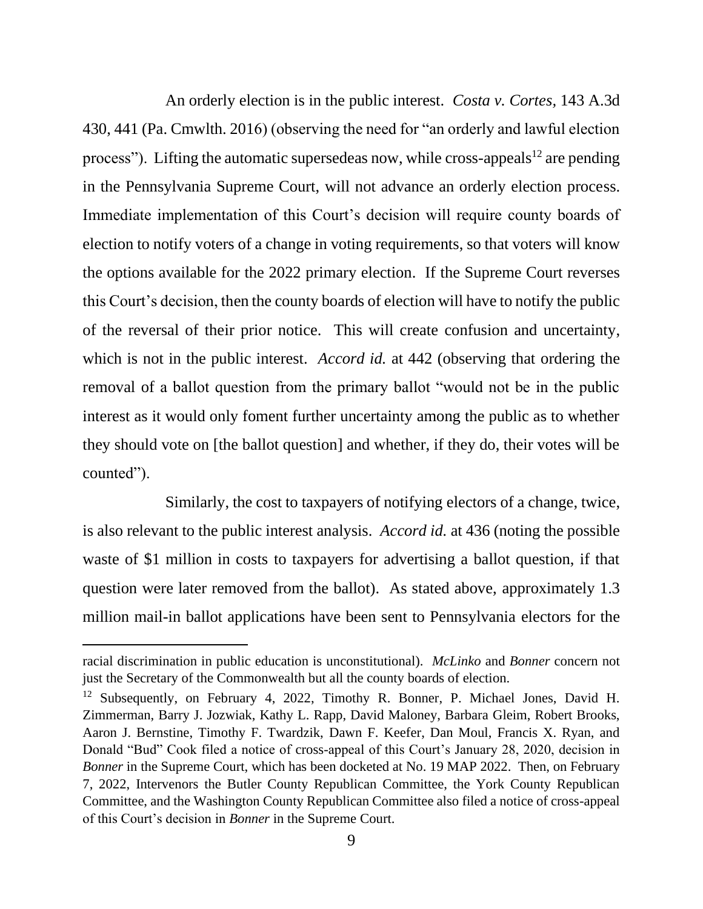An orderly election is in the public interest. *Costa v. Cortes*, 143 A.3d 430, 441 (Pa. Cmwlth. 2016) (observing the need for "an orderly and lawful election process"). Lifting the automatic supersedeas now, while cross-appeals[12] are pending in the Pennsylvania Supreme Court, will not advance an orderly election process. Immediate implementation of this Court's decision will require county boards of election to notify voters of a change in voting requirements, so that voters will know the options available for the 2022 primary election. If the Supreme Court reverses this Court's decision, then the county boards of election will have to notify the public of the reversal of their prior notice. This will create confusion and uncertainty, which is not in the public interest. *Accord id.* at 442 (observing that ordering the removal of a ballot question from the primary ballot "would not be in the public interest as it would only foment further uncertainty among the public as to whether they should vote on [the ballot question] and whether, if they do, their votes will be counted").

Similarly, the cost to taxpayers of notifying electors of a change, twice, is also relevant to the public interest analysis. *Accord id.* at 436 (noting the possible waste of $1 million in costs to taxpayers for advertising a ballot question, if that question were later removed from the ballot). As stated above, approximately 1.3 million mail-in ballot applications have been sent to Pennsylvania electors for the

---

racial discrimination in public education is unconstitutional). *McLinko* and *Bonner* concern not just the Secretary of the Commonwealth but all the county boards of election.

[12] Subsequently, on February 4, 2022, Timothy R. Bonner, P. Michael Jones, David H. Zimmerman, Barry J. Jozwiak, Kathy L. Rapp, David Maloney, Barbara Gleim, Robert Brooks, Aaron J. Bernstine, Timothy F. Twardzik, Dawn F. Keefer, Dan Moul, Francis X. Ryan, and Donald "Bud" Cook filed a notice of cross-appeal of this Court's January 28, 2020, decision in *Bonner* in the Supreme Court, which has been docketed at No. 19 MAP 2022. Then, on February 7, 2022, Intervenors the Butler County Republican Committee, the York County Republican Committee, and the Washington County Republican Committee also filed a notice of cross-appeal of this Court's decision in *Bonner* in the Supreme Court.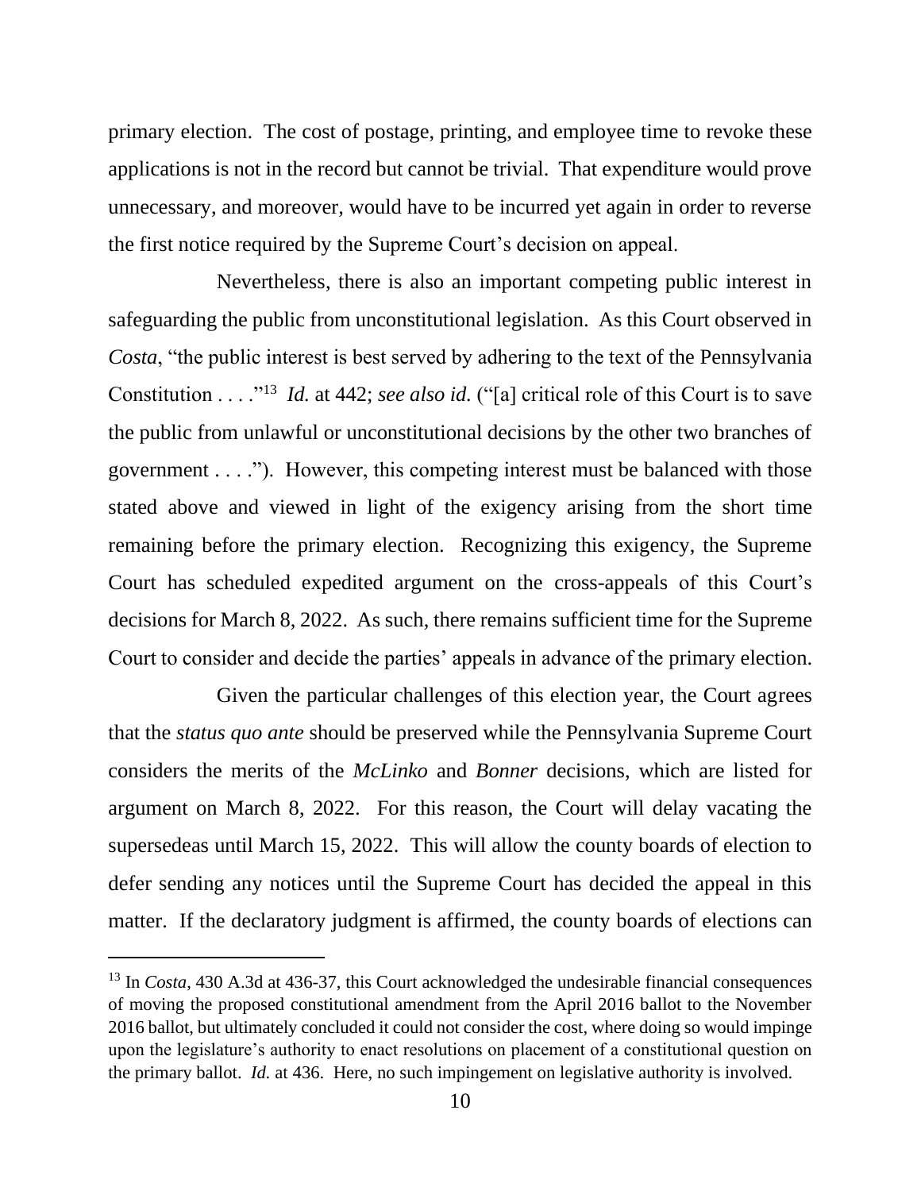primary election. The cost of postage, printing, and employee time to revoke these applications is not in the record but cannot be trivial. That expenditure would prove unnecessary, and moreover, would have to be incurred yet again in order to reverse the first notice required by the Supreme Court's decision on appeal.

Nevertheless, there is also an important competing public interest in safeguarding the public from unconstitutional legislation. As this Court observed in *Costa*, "the public interest is best served by adhering to the text of the Pennsylvania Constitution . . . ."[13] *Id.* at 442; *see also id.* ("[a] critical role of this Court is to save the public from unlawful or unconstitutional decisions by the other two branches of government . . . ."). However, this competing interest must be balanced with those stated above and viewed in light of the exigency arising from the short time remaining before the primary election. Recognizing this exigency, the Supreme Court has scheduled expedited argument on the cross-appeals of this Court's decisions for March 8, 2022. As such, there remains sufficient time for the Supreme Court to consider and decide the parties' appeals in advance of the primary election.

Given the particular challenges of this election year, the Court agrees that the *status quo ante* should be preserved while the Pennsylvania Supreme Court considers the merits of the *McLinko* and *Bonner* decisions, which are listed for argument on March 8, 2022. For this reason, the Court will delay vacating the supersedeas until March 15, 2022. This will allow the county boards of election to defer sending any notices until the Supreme Court has decided the appeal in this matter. If the declaratory judgment is affirmed, the county boards of elections can

---

[13] In *Costa*, 430 A.3d at 436-37, this Court acknowledged the undesirable financial consequences of moving the proposed constitutional amendment from the April 2016 ballot to the November 2016 ballot, but ultimately concluded it could not consider the cost, where doing so would impinge upon the legislature's authority to enact resolutions on placement of a constitutional question on the primary ballot. *Id.* at 436. Here, no such impingement on legislative authority is involved.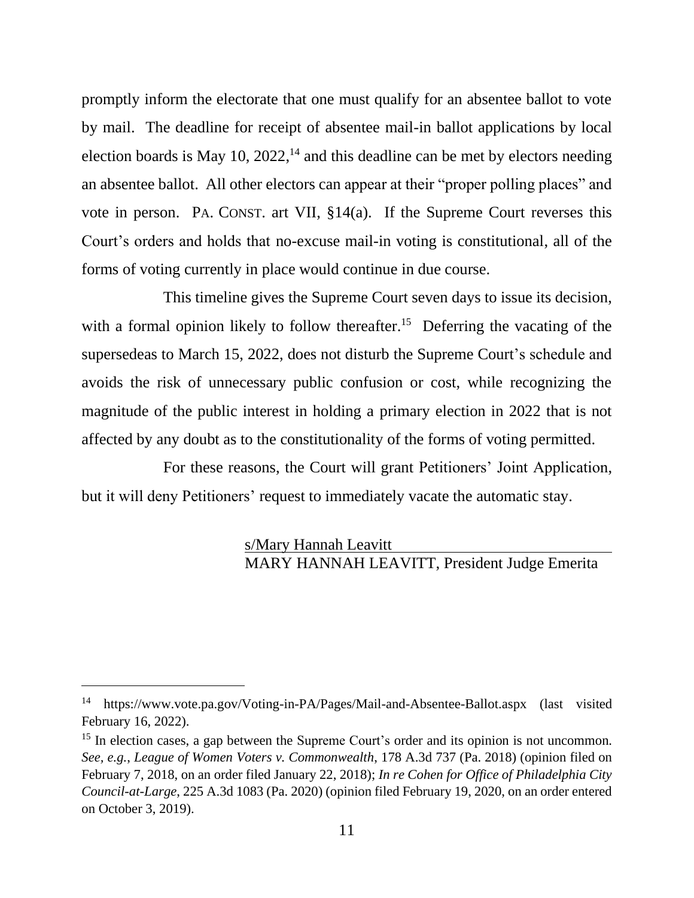promptly inform the electorate that one must qualify for an absentee ballot to vote by mail. The deadline for receipt of absentee mail-in ballot applications by local election boards is May 10, 2022,[14] and this deadline can be met by electors needing an absentee ballot. All other electors can appear at their "proper polling places" and vote in person. PA. CONST. art VII, §14(a). If the Supreme Court reverses this Court's orders and holds that no-excuse mail-in voting is constitutional, all of the forms of voting currently in place would continue in due course.

This timeline gives the Supreme Court seven days to issue its decision, with a formal opinion likely to follow thereafter.[15] Deferring the vacating of the supersedeas to March 15, 2022, does not disturb the Supreme Court's schedule and avoids the risk of unnecessary public confusion or cost, while recognizing the magnitude of the public interest in holding a primary election in 2022 that is not affected by any doubt as to the constitutionality of the forms of voting permitted.

For these reasons, the Court will grant Petitioners' Joint Application, but it will deny Petitioners' request to immediately vacate the automatic stay.

s/Mary Hannah Leavitt
MARY HANNAH LEAVITT, President Judge Emerita

---

[14] https://www.vote.pa.gov/Voting-in-PA/Pages/Mail-and-Absentee-Ballot.aspx (last visited February 16, 2022).

[15] In election cases, a gap between the Supreme Court's order and its opinion is not uncommon. *See, e.g.*, *League of Women Voters v. Commonwealth*, 178 A.3d 737 (Pa. 2018) (opinion filed on February 7, 2018, on an order filed January 22, 2018); *In re Cohen for Office of Philadelphia City Council-at-Large*, 225 A.3d 1083 (Pa. 2020) (opinion filed February 19, 2020, on an order entered on October 3, 2019).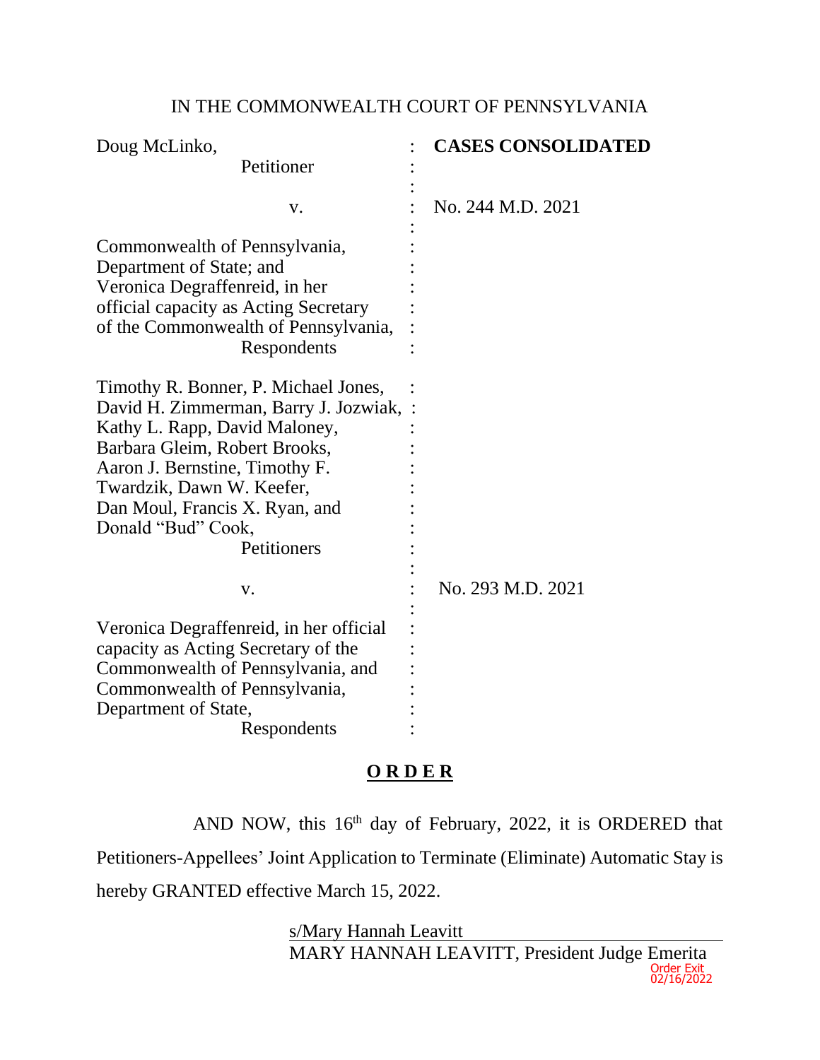IN THE COMMONWEALTH COURT OF PENNSYLVANIA

| | | |
|---|---|---|
| Doug McLinko, Petitioner | : | **CASES CONSOLIDATED** |
| v. | : | No. 244 M.D. 2021 |
| Commonwealth of Pennsylvania, Department of State; and Veronica Degraffenreid, in her official capacity as Acting Secretary of the Commonwealth of Pennsylvania, Respondents | : | |
| Timothy R. Bonner, P. Michael Jones, David H. Zimmerman, Barry J. Jozwiak, Kathy L. Rapp, David Maloney, Barbara Gleim, Robert Brooks, Aaron J. Bernstine, Timothy F. Twardzik, Dawn W. Keefer, Dan Moul, Francis X. Ryan, and Donald "Bud" Cook, Petitioners | : | |
| v. | : | No. 293 M.D. 2021 |
| Veronica Degraffenreid, in her official capacity as Acting Secretary of the Commonwealth of Pennsylvania, and Commonwealth of Pennsylvania, Department of State, Respondents | : | |

**O R D E R**

AND NOW, this 16th day of February, 2022, it is ORDERED that Petitioners-Appellees' Joint Application to Terminate (Eliminate) Automatic Stay is hereby GRANTED effective March 15, 2022.

s/Mary Hannah Leavitt
MARY HANNAH LEAVITT, President Judge Emerita

Order Exit
02/16/2022